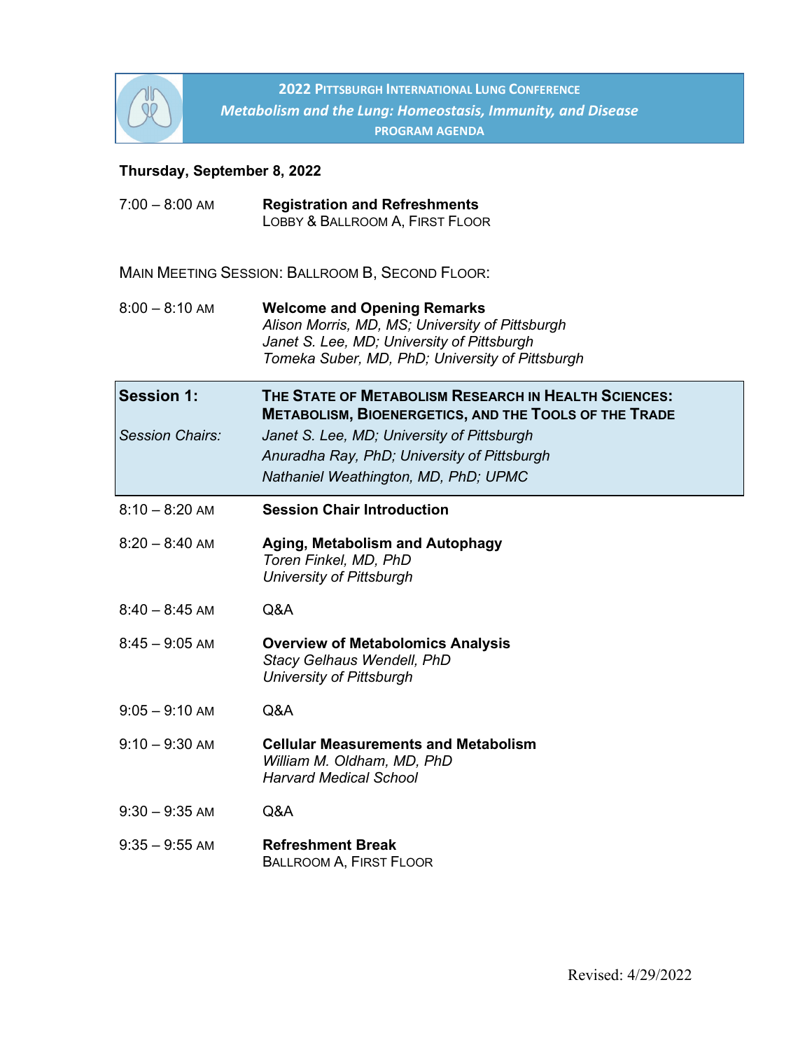# 2022 Pittsburgh International Lung Conference

## *Metabolism and the Lung: Homeostasis, Immunity, and Disease*

### PROGRAM AGENDA

**Thursday, September 8, 2022**

| | |
|---|---|
| 7:00 – 8:00 AM | **Registration and Refreshments**<br>LOBBY & BALLROOM A, FIRST FLOOR |

MAIN MEETING SESSION: BALLROOM B, SECOND FLOOR:

| | |
|---|---|
| 8:00 – 8:10 AM | **Welcome and Opening Remarks**<br>*Alison Morris, MD, MS; University of Pittsburgh*<br>*Janet S. Lee, MD; University of Pittsburgh*<br>*Tomeka Suber, MD, PhD; University of Pittsburgh* |

| | |
|---|---|
| **Session 1:** | **THE STATE OF METABOLISM RESEARCH IN HEALTH SCIENCES: METABOLISM, BIOENERGETICS, AND THE TOOLS OF THE TRADE** |
| *Session Chairs:* | *Janet S. Lee, MD; University of Pittsburgh*<br>*Anuradha Ray, PhD; University of Pittsburgh*<br>*Nathaniel Weathington, MD, PhD; UPMC* |

| | |
|---|---|
| 8:10 – 8:20 AM | **Session Chair Introduction** |
| 8:20 – 8:40 AM | **Aging, Metabolism and Autophagy**<br>*Toren Finkel, MD, PhD*<br>*University of Pittsburgh* |
| 8:40 – 8:45 AM | Q&A |
| 8:45 – 9:05 AM | **Overview of Metabolomics Analysis**<br>*Stacy Gelhaus Wendell, PhD*<br>*University of Pittsburgh* |
| 9:05 – 9:10 AM | Q&A |
| 9:10 – 9:30 AM | **Cellular Measurements and Metabolism**<br>*William M. Oldham, MD, PhD*<br>*Harvard Medical School* |
| 9:30 – 9:35 AM | Q&A |
| 9:35 – 9:55 AM | **Refreshment Break**<br>BALLROOM A, FIRST FLOOR |

Revised: 4/29/2022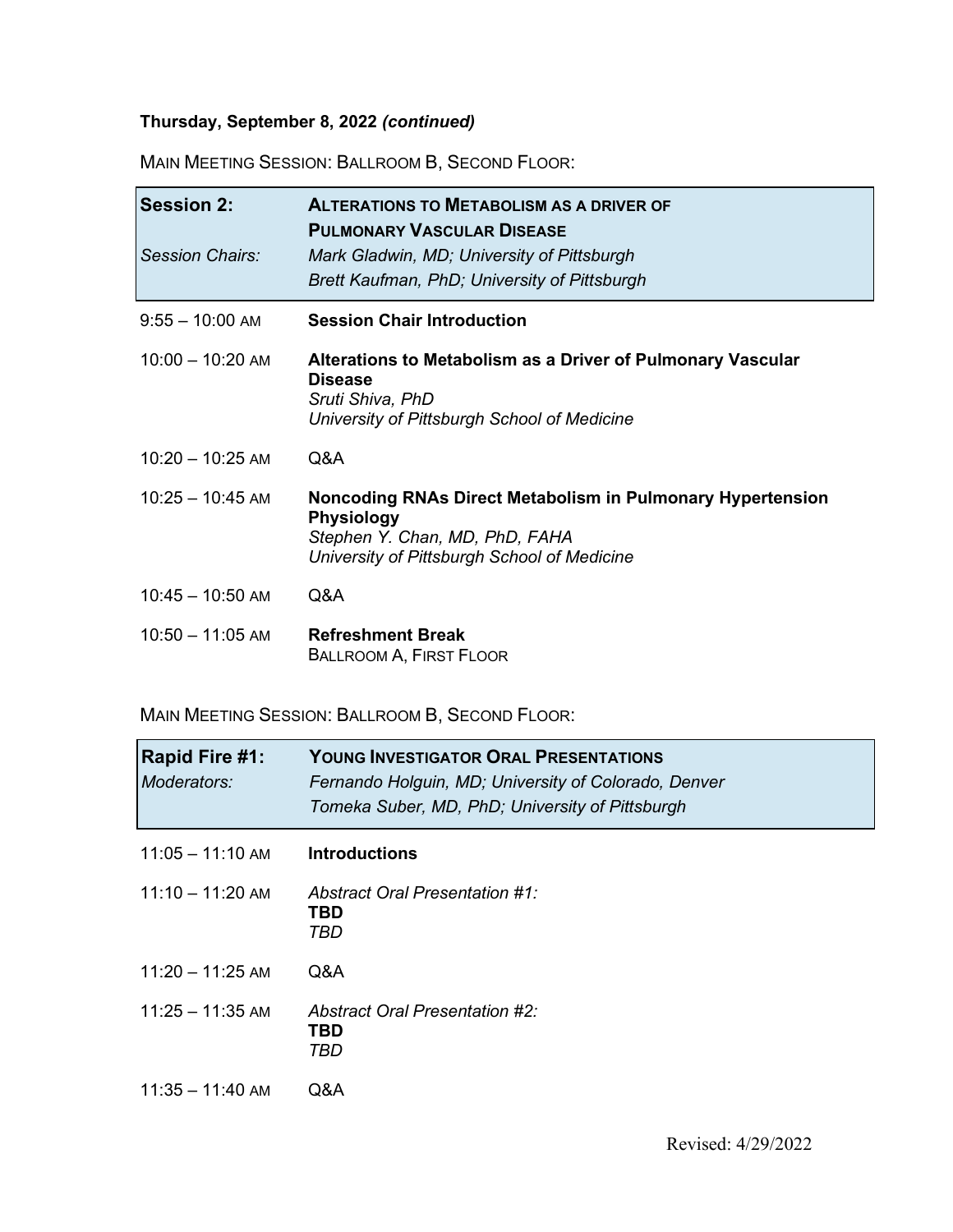**Thursday, September 8, 2022** ***(continued)***

MAIN MEETING SESSION: BALLROOM B, SECOND FLOOR:

| **Session 2:** | **ALTERATIONS TO METABOLISM AS A DRIVER OF PULMONARY VASCULAR DISEASE** |
|---|---|
| *Session Chairs:* | *Mark Gladwin, MD; University of Pittsburgh*<br>*Brett Kaufman, PhD; University of Pittsburgh* |

| | |
|---|---|
| 9:55 – 10:00 AM | **Session Chair Introduction** |
| 10:00 – 10:20 AM | **Alterations to Metabolism as a Driver of Pulmonary Vascular Disease**<br>*Sruti Shiva, PhD*<br>*University of Pittsburgh School of Medicine* |
| 10:20 – 10:25 AM | Q&A |
| 10:25 – 10:45 AM | **Noncoding RNAs Direct Metabolism in Pulmonary Hypertension Physiology**<br>*Stephen Y. Chan, MD, PhD, FAHA*<br>*University of Pittsburgh School of Medicine* |
| 10:45 – 10:50 AM | Q&A |
| 10:50 – 11:05 AM | **Refreshment Break**<br>BALLROOM A, FIRST FLOOR |

MAIN MEETING SESSION: BALLROOM B, SECOND FLOOR:

| **Rapid Fire #1:** | **YOUNG INVESTIGATOR ORAL PRESENTATIONS** |
|---|---|
| *Moderators:* | *Fernando Holguin, MD; University of Colorado, Denver*<br>*Tomeka Suber, MD, PhD; University of Pittsburgh* |

| | |
|---|---|
| 11:05 – 11:10 AM | **Introductions** |
| 11:10 – 11:20 AM | *Abstract Oral Presentation #1:*<br>**TBD**<br>*TBD* |
| 11:20 – 11:25 AM | Q&A |
| 11:25 – 11:35 AM | *Abstract Oral Presentation #2:*<br>**TBD**<br>*TBD* |
| 11:35 – 11:40 AM | Q&A |

Revised: 4/29/2022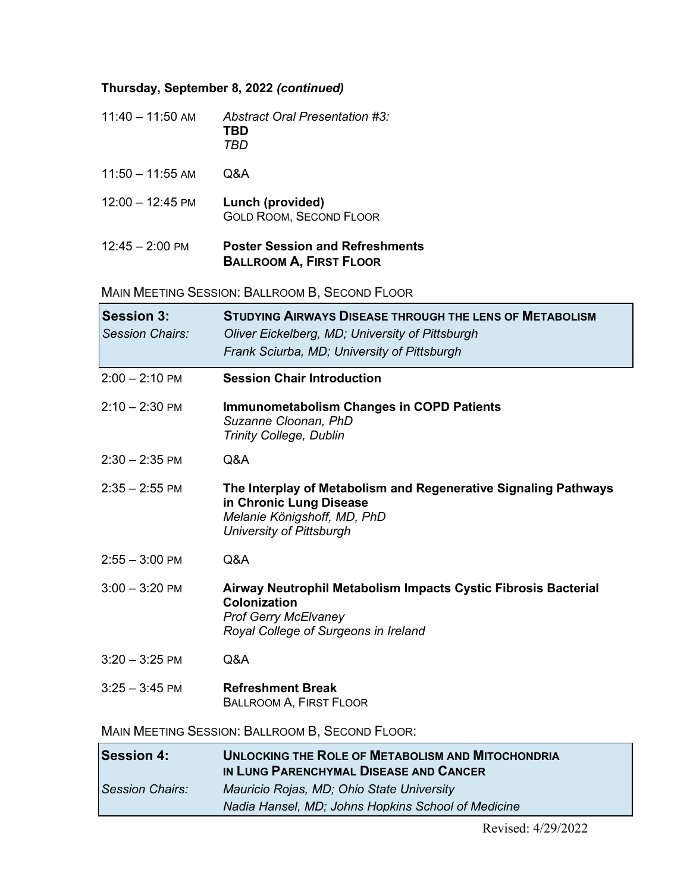**Thursday, September 8, 2022 *(continued)***

| | |
|---|---|
| 11:40 – 11:50 AM | *Abstract Oral Presentation #3:* **TBD** *TBD* |
| 11:50 – 11:55 AM | Q&A |
| 12:00 – 12:45 PM | **Lunch (provided)** GOLD ROOM, SECOND FLOOR |
| 12:45 – 2:00 PM | **Poster Session and Refreshments** **BALLROOM A, FIRST FLOOR** |

MAIN MEETING SESSION: BALLROOM B, SECOND FLOOR

| | |
|---|---|
| **Session 3:** | **STUDYING AIRWAYS DISEASE THROUGH THE LENS OF METABOLISM** |
| *Session Chairs:* | *Oliver Eickelberg, MD; University of Pittsburgh* |
| | *Frank Sciurba, MD; University of Pittsburgh* |

| | |
|---|---|
| 2:00 – 2:10 PM | **Session Chair Introduction** |
| 2:10 – 2:30 PM | **Immunometabolism Changes in COPD Patients** *Suzanne Cloonan, PhD* *Trinity College, Dublin* |
| 2:30 – 2:35 PM | Q&A |
| 2:35 – 2:55 PM | **The Interplay of Metabolism and Regenerative Signaling Pathways in Chronic Lung Disease** *Melanie Königshoff, MD, PhD* *University of Pittsburgh* |
| 2:55 – 3:00 PM | Q&A |
| 3:00 – 3:20 PM | **Airway Neutrophil Metabolism Impacts Cystic Fibrosis Bacterial Colonization** *Prof Gerry McElvaney* *Royal College of Surgeons in Ireland* |
| 3:20 – 3:25 PM | Q&A |
| 3:25 – 3:45 PM | **Refreshment Break** BALLROOM A, FIRST FLOOR |

MAIN MEETING SESSION: BALLROOM B, SECOND FLOOR:

| | |
|---|---|
| **Session 4:** | **UNLOCKING THE ROLE OF METABOLISM AND MITOCHONDRIA IN LUNG PARENCHYMAL DISEASE AND CANCER** |
| *Session Chairs:* | *Mauricio Rojas, MD; Ohio State University* |
| | *Nadia Hansel, MD; Johns Hopkins School of Medicine* |

Revised: 4/29/2022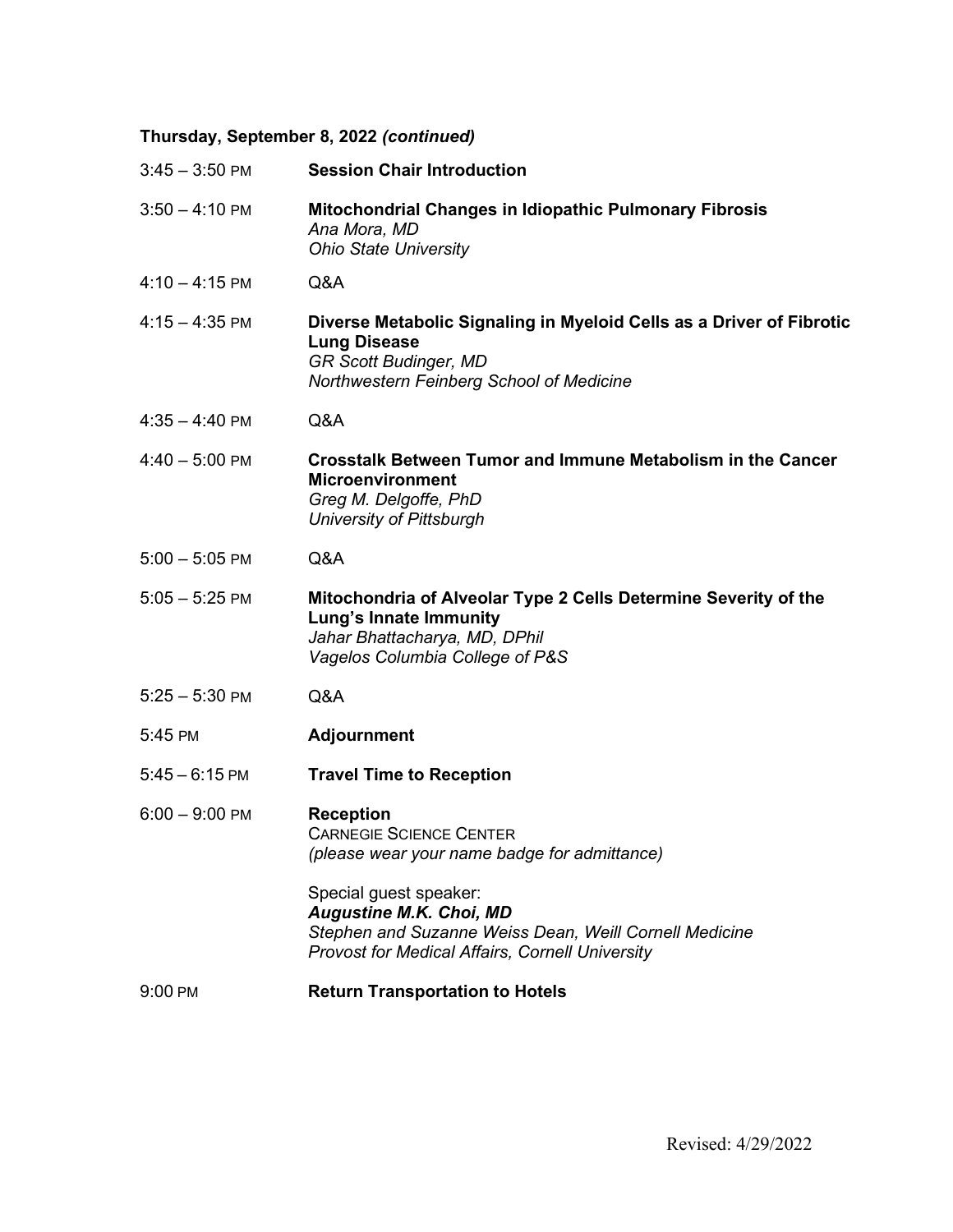**Thursday, September 8, 2022 *(continued)***

| | |
|---|---|
| 3:45 – 3:50 PM | **Session Chair Introduction** |
| 3:50 – 4:10 PM | **Mitochondrial Changes in Idiopathic Pulmonary Fibrosis**<br>*Ana Mora, MD*<br>*Ohio State University* |
| 4:10 – 4:15 PM | Q&A |
| 4:15 – 4:35 PM | **Diverse Metabolic Signaling in Myeloid Cells as a Driver of Fibrotic Lung Disease**<br>*GR Scott Budinger, MD*<br>*Northwestern Feinberg School of Medicine* |
| 4:35 – 4:40 PM | Q&A |
| 4:40 – 5:00 PM | **Crosstalk Between Tumor and Immune Metabolism in the Cancer Microenvironment**<br>*Greg M. Delgoffe, PhD*<br>*University of Pittsburgh* |
| 5:00 – 5:05 PM | Q&A |
| 5:05 – 5:25 PM | **Mitochondria of Alveolar Type 2 Cells Determine Severity of the Lung's Innate Immunity**<br>*Jahar Bhattacharya, MD, DPhil*<br>*Vagelos Columbia College of P&S* |
| 5:25 – 5:30 PM | Q&A |
| 5:45 PM | **Adjournment** |
| 5:45 – 6:15 PM | **Travel Time to Reception** |
| 6:00 – 9:00 PM | **Reception**<br>CARNEGIE SCIENCE CENTER<br>*(please wear your name badge for admittance)*<br><br>Special guest speaker:<br>***Augustine M.K. Choi, MD***<br>*Stephen and Suzanne Weiss Dean, Weill Cornell Medicine*<br>*Provost for Medical Affairs, Cornell University* |
| 9:00 PM | **Return Transportation to Hotels** |

Revised: 4/29/2022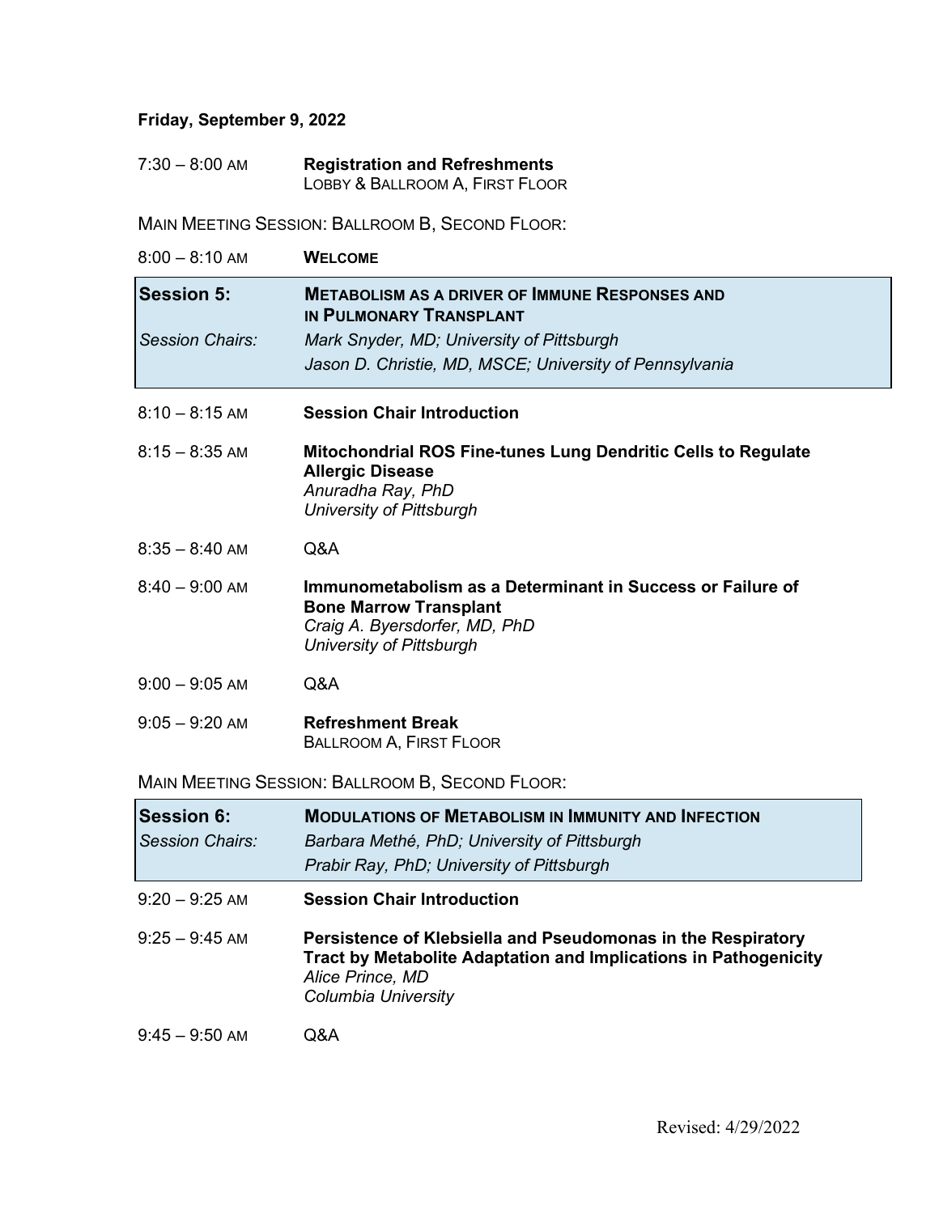**Friday, September 9, 2022**

7:30 – 8:00 AM **Registration and Refreshments**
LOBBY & BALLROOM A, FIRST FLOOR

MAIN MEETING SESSION: BALLROOM B, SECOND FLOOR:

8:00 – 8:10 AM **WELCOME**

| **Session 5:** | **METABOLISM AS A DRIVER OF IMMUNE RESPONSES AND IN PULMONARY TRANSPLANT** |
| --- | --- |
| *Session Chairs:* | *Mark Snyder, MD; University of Pittsburgh* |
| | *Jason D. Christie, MD, MSCE; University of Pennsylvania* |

8:10 – 8:15 AM **Session Chair Introduction**

8:15 – 8:35 AM **Mitochondrial ROS Fine-tunes Lung Dendritic Cells to Regulate Allergic Disease**
*Anuradha Ray, PhD*
*University of Pittsburgh*

8:35 – 8:40 AM Q&A

8:40 – 9:00 AM **Immunometabolism as a Determinant in Success or Failure of Bone Marrow Transplant**
*Craig A. Byersdorfer, MD, PhD*
*University of Pittsburgh*

9:00 – 9:05 AM Q&A

9:05 – 9:20 AM **Refreshment Break**
BALLROOM A, FIRST FLOOR

MAIN MEETING SESSION: BALLROOM B, SECOND FLOOR:

| **Session 6:** | **MODULATIONS OF METABOLISM IN IMMUNITY AND INFECTION** |
| --- | --- |
| *Session Chairs:* | *Barbara Methé, PhD; University of Pittsburgh* |
| | *Prabir Ray, PhD; University of Pittsburgh* |

9:20 – 9:25 AM **Session Chair Introduction**

9:25 – 9:45 AM **Persistence of Klebsiella and Pseudomonas in the Respiratory Tract by Metabolite Adaptation and Implications in Pathogenicity**
*Alice Prince, MD*
*Columbia University*

9:45 – 9:50 AM Q&A

Revised: 4/29/2022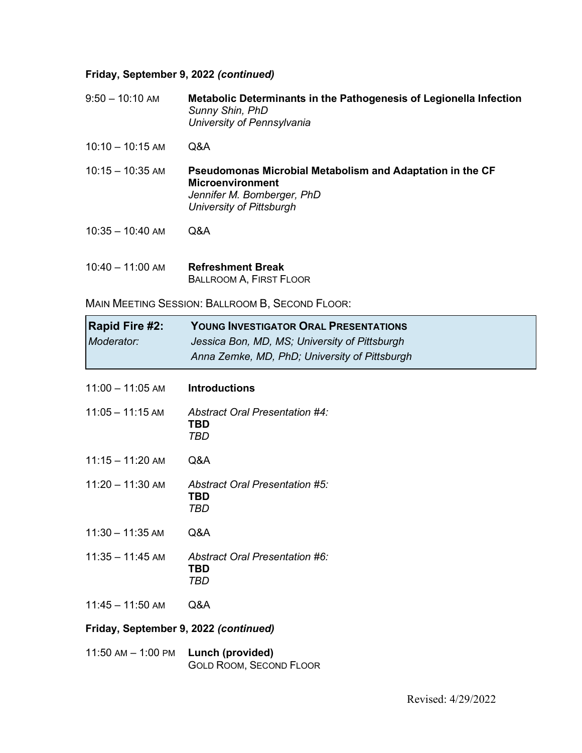**Friday, September 9, 2022 *(continued)***

| | |
|---|---|
| 9:50 – 10:10 AM | **Metabolic Determinants in the Pathogenesis of Legionella Infection**<br>*Sunny Shin, PhD*<br>*University of Pennsylvania* |
| 10:10 – 10:15 AM | Q&A |
| 10:15 – 10:35 AM | **Pseudomonas Microbial Metabolism and Adaptation in the CF Microenvironment**<br>*Jennifer M. Bomberger, PhD*<br>*University of Pittsburgh* |
| 10:35 – 10:40 AM | Q&A |
| 10:40 – 11:00 AM | **Refreshment Break**<br>BALLROOM A, FIRST FLOOR |

MAIN MEETING SESSION: BALLROOM B, SECOND FLOOR:

| **Rapid Fire #2:** | **YOUNG INVESTIGATOR ORAL PRESENTATIONS** |
|---|---|
| *Moderator:* | *Jessica Bon, MD, MS; University of Pittsburgh*<br>*Anna Zemke, MD, PhD; University of Pittsburgh* |

| | |
|---|---|
| 11:00 – 11:05 AM | **Introductions** |
| 11:05 – 11:15 AM | *Abstract Oral Presentation #4:*<br>**TBD**<br>*TBD* |
| 11:15 – 11:20 AM | Q&A |
| 11:20 – 11:30 AM | *Abstract Oral Presentation #5:*<br>**TBD**<br>*TBD* |
| 11:30 – 11:35 AM | Q&A |
| 11:35 – 11:45 AM | *Abstract Oral Presentation #6:*<br>**TBD**<br>*TBD* |
| 11:45 – 11:50 AM | Q&A |

**Friday, September 9, 2022 *(continued)***

| | |
|---|---|
| 11:50 AM – 1:00 PM | **Lunch (provided)**<br>GOLD ROOM, SECOND FLOOR |

Revised: 4/29/2022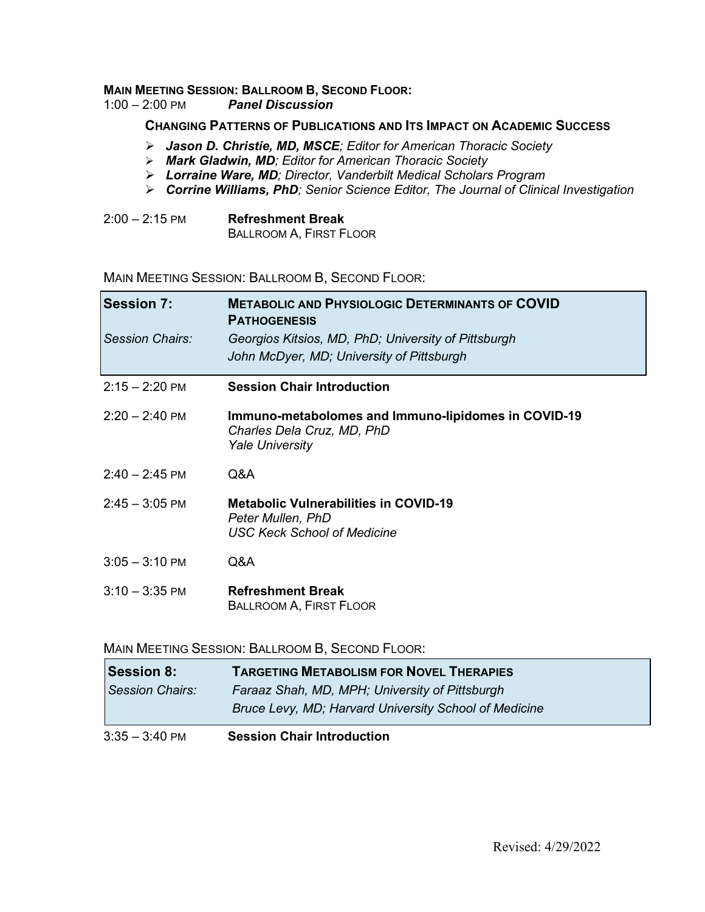**MAIN MEETING SESSION: BALLROOM B, SECOND FLOOR:**

1:00 – 2:00 PM ***Panel Discussion***

**CHANGING PATTERNS OF PUBLICATIONS AND ITS IMPACT ON ACADEMIC SUCCESS**

- ***Jason D. Christie, MD, MSCE****; Editor for American Thoracic Society*
- ***Mark Gladwin, MD****; Editor for American Thoracic Society*
- ***Lorraine Ware, MD****; Director, Vanderbilt Medical Scholars Program*
- ***Corrine Williams, PhD****; Senior Science Editor, The Journal of Clinical Investigation*

2:00 – 2:15 PM **Refreshment Break**
BALLROOM A, FIRST FLOOR

MAIN MEETING SESSION: BALLROOM B, SECOND FLOOR:

| **Session 7:** | **METABOLIC AND PHYSIOLOGIC DETERMINANTS OF COVID PATHOGENESIS** |
|---|---|
| *Session Chairs:* | *Georgios Kitsios, MD, PhD; University of Pittsburgh*<br>*John McDyer, MD; University of Pittsburgh* |

2:15 – 2:20 PM **Session Chair Introduction**

2:20 – 2:40 PM **Immuno-metabolomes and Immuno-lipidomes in COVID-19**
*Charles Dela Cruz, MD, PhD*
*Yale University*

2:40 – 2:45 PM Q&A

2:45 – 3:05 PM **Metabolic Vulnerabilities in COVID-19**
*Peter Mullen, PhD*
*USC Keck School of Medicine*

3:05 – 3:10 PM Q&A

3:10 – 3:35 PM **Refreshment Break**
BALLROOM A, FIRST FLOOR

MAIN MEETING SESSION: BALLROOM B, SECOND FLOOR:

| **Session 8:** | **TARGETING METABOLISM FOR NOVEL THERAPIES** |
|---|---|
| *Session Chairs:* | *Faraaz Shah, MD, MPH; University of Pittsburgh*<br>*Bruce Levy, MD; Harvard University School of Medicine* |

3:35 – 3:40 PM **Session Chair Introduction**

Revised: 4/29/2022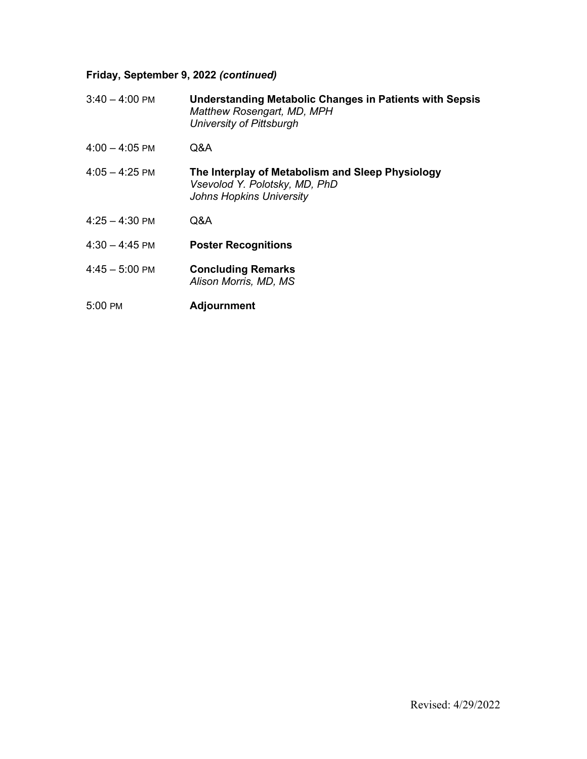**Friday, September 9, 2022 *(continued)***

| | |
|---|---|
| 3:40 – 4:00 PM | **Understanding Metabolic Changes in Patients with Sepsis**<br>*Matthew Rosengart, MD, MPH*<br>*University of Pittsburgh* |
| 4:00 – 4:05 PM | Q&A |
| 4:05 – 4:25 PM | **The Interplay of Metabolism and Sleep Physiology**<br>*Vsevolod Y. Polotsky, MD, PhD*<br>*Johns Hopkins University* |
| 4:25 – 4:30 PM | Q&A |
| 4:30 – 4:45 PM | **Poster Recognitions** |
| 4:45 – 5:00 PM | **Concluding Remarks**<br>*Alison Morris, MD, MS* |
| 5:00 PM | **Adjournment** |

Revised: 4/29/2022